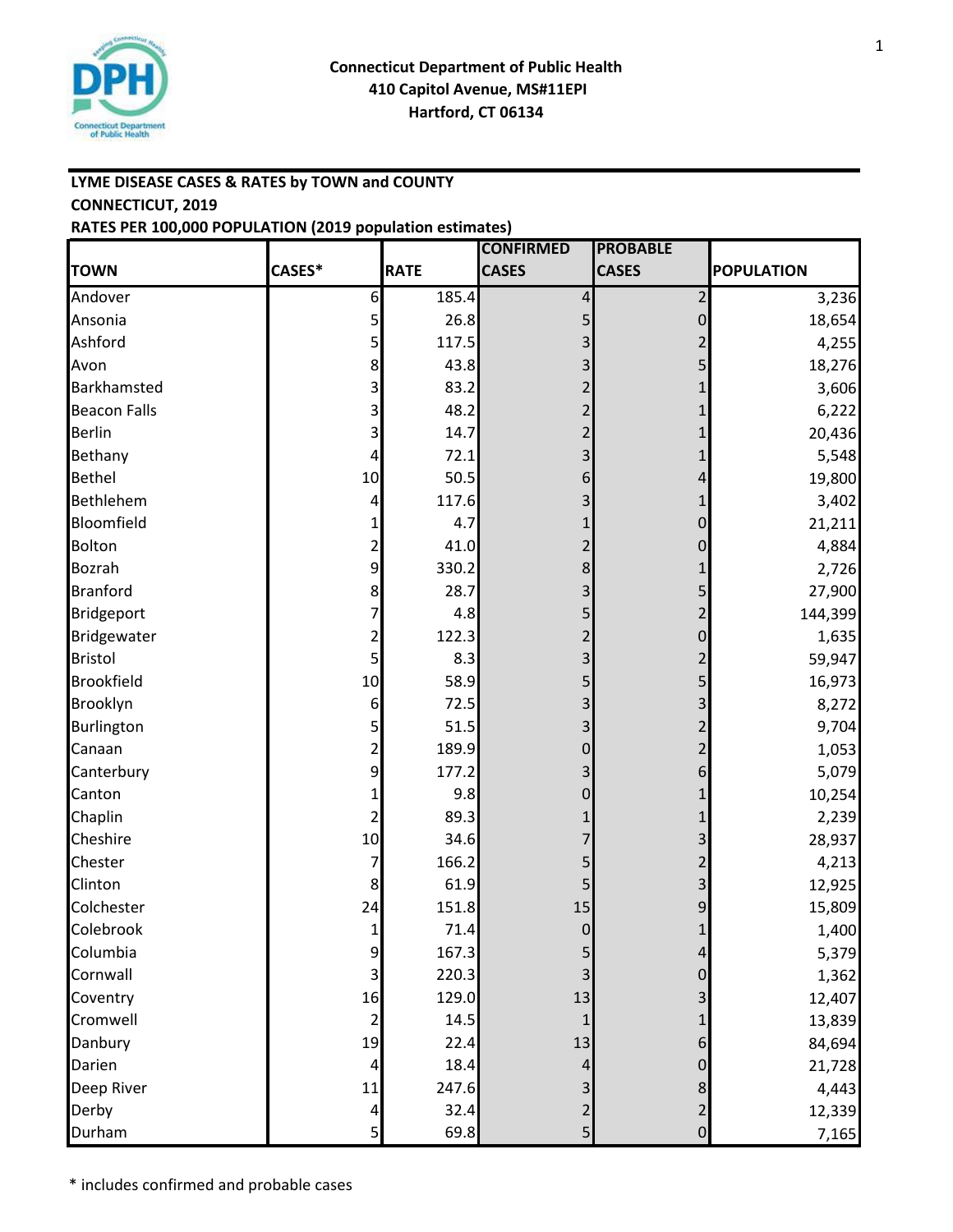**Connecticut Department of Public Health**
**410 Capitol Avenue, MS#11EPI**
**Hartford, CT 06134**

**LYME DISEASE CASES & RATES by TOWN and COUNTY**
**CONNECTICUT, 2019**
**RATES PER 100,000 POPULATION (2019 population estimates)**

| TOWN | CASES* | RATE | CONFIRMED CASES | PROBABLE CASES | POPULATION |
|---|---|---|---|---|---|
| Andover | 6 | 185.4 | 4 | 2 | 3,236 |
| Ansonia | 5 | 26.8 | 5 | 0 | 18,654 |
| Ashford | 5 | 117.5 | 3 | 2 | 4,255 |
| Avon | 8 | 43.8 | 3 | 5 | 18,276 |
| Barkhamsted | 3 | 83.2 | 2 | 1 | 3,606 |
| Beacon Falls | 3 | 48.2 | 2 | 1 | 6,222 |
| Berlin | 3 | 14.7 | 2 | 1 | 20,436 |
| Bethany | 4 | 72.1 | 3 | 1 | 5,548 |
| Bethel | 10 | 50.5 | 6 | 4 | 19,800 |
| Bethlehem | 4 | 117.6 | 3 | 1 | 3,402 |
| Bloomfield | 1 | 4.7 | 1 | 0 | 21,211 |
| Bolton | 2 | 41.0 | 2 | 0 | 4,884 |
| Bozrah | 9 | 330.2 | 8 | 1 | 2,726 |
| Branford | 8 | 28.7 | 3 | 5 | 27,900 |
| Bridgeport | 7 | 4.8 | 5 | 2 | 144,399 |
| Bridgewater | 2 | 122.3 | 2 | 0 | 1,635 |
| Bristol | 5 | 8.3 | 3 | 2 | 59,947 |
| Brookfield | 10 | 58.9 | 5 | 5 | 16,973 |
| Brooklyn | 6 | 72.5 | 3 | 3 | 8,272 |
| Burlington | 5 | 51.5 | 3 | 2 | 9,704 |
| Canaan | 2 | 189.9 | 0 | 2 | 1,053 |
| Canterbury | 9 | 177.2 | 3 | 6 | 5,079 |
| Canton | 1 | 9.8 | 0 | 1 | 10,254 |
| Chaplin | 2 | 89.3 | 1 | 1 | 2,239 |
| Cheshire | 10 | 34.6 | 7 | 3 | 28,937 |
| Chester | 7 | 166.2 | 5 | 2 | 4,213 |
| Clinton | 8 | 61.9 | 5 | 3 | 12,925 |
| Colchester | 24 | 151.8 | 15 | 9 | 15,809 |
| Colebrook | 1 | 71.4 | 0 | 1 | 1,400 |
| Columbia | 9 | 167.3 | 5 | 4 | 5,379 |
| Cornwall | 3 | 220.3 | 3 | 0 | 1,362 |
| Coventry | 16 | 129.0 | 13 | 3 | 12,407 |
| Cromwell | 2 | 14.5 | 1 | 1 | 13,839 |
| Danbury | 19 | 22.4 | 13 | 6 | 84,694 |
| Darien | 4 | 18.4 | 4 | 0 | 21,728 |
| Deep River | 11 | 247.6 | 3 | 8 | 4,443 |
| Derby | 4 | 32.4 | 2 | 2 | 12,339 |
| Durham | 5 | 69.8 | 5 | 0 | 7,165 |

* includes confirmed and probable cases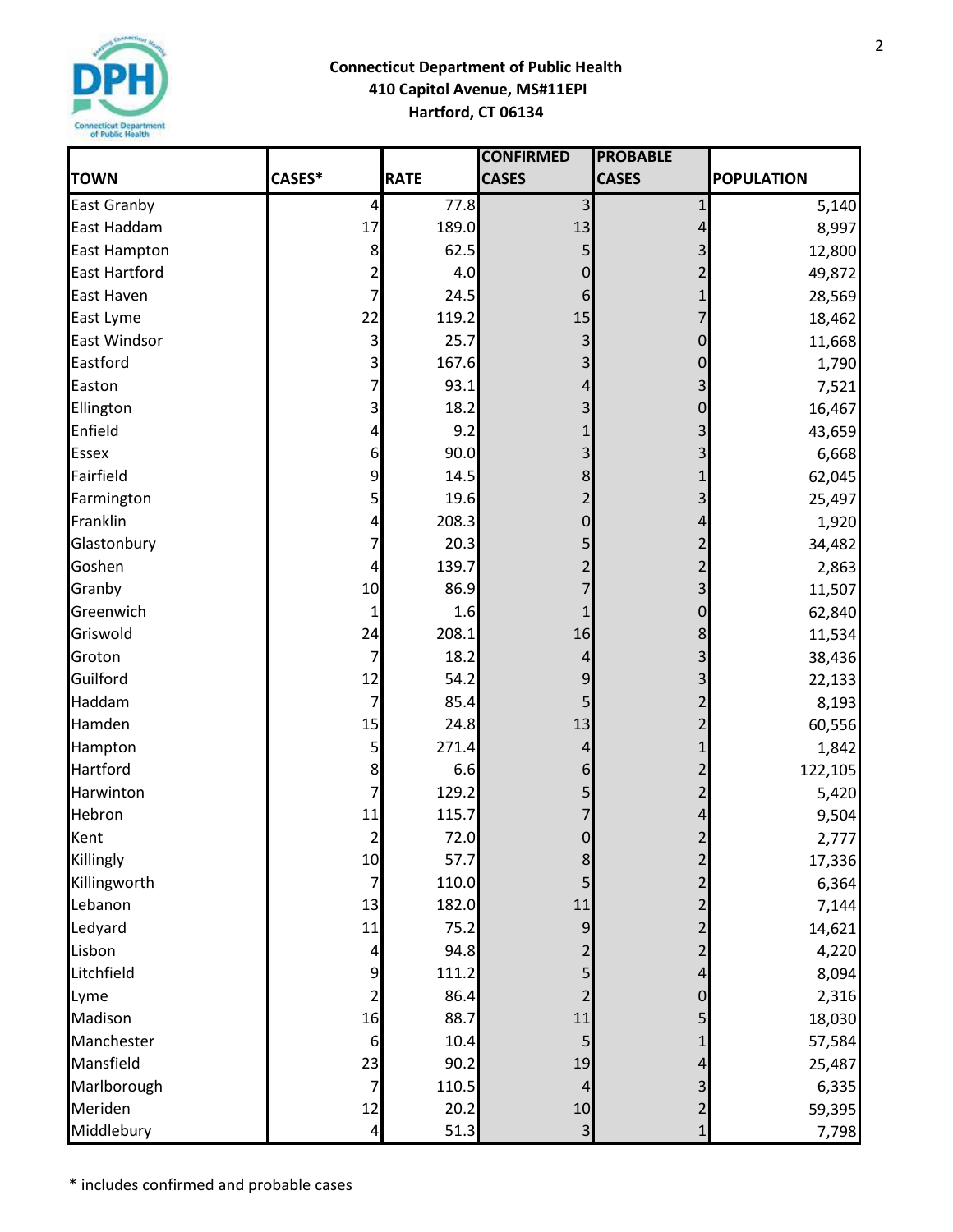**Connecticut Department of Public Health**
**410 Capitol Avenue, MS#11EPI**
**Hartford, CT 06134**

| TOWN | CASES* | RATE | CONFIRMED CASES | PROBABLE CASES | POPULATION |
|---|---|---|---|---|---|
| East Granby | 4 | 77.8 | 3 | 1 | 5,140 |
| East Haddam | 17 | 189.0 | 13 | 4 | 8,997 |
| East Hampton | 8 | 62.5 | 5 | 3 | 12,800 |
| East Hartford | 2 | 4.0 | 0 | 2 | 49,872 |
| East Haven | 7 | 24.5 | 6 | 1 | 28,569 |
| East Lyme | 22 | 119.2 | 15 | 7 | 18,462 |
| East Windsor | 3 | 25.7 | 3 | 0 | 11,668 |
| Eastford | 3 | 167.6 | 3 | 0 | 1,790 |
| Easton | 7 | 93.1 | 4 | 3 | 7,521 |
| Ellington | 3 | 18.2 | 3 | 0 | 16,467 |
| Enfield | 4 | 9.2 | 1 | 3 | 43,659 |
| Essex | 6 | 90.0 | 3 | 3 | 6,668 |
| Fairfield | 9 | 14.5 | 8 | 1 | 62,045 |
| Farmington | 5 | 19.6 | 2 | 3 | 25,497 |
| Franklin | 4 | 208.3 | 0 | 4 | 1,920 |
| Glastonbury | 7 | 20.3 | 5 | 2 | 34,482 |
| Goshen | 4 | 139.7 | 2 | 2 | 2,863 |
| Granby | 10 | 86.9 | 7 | 3 | 11,507 |
| Greenwich | 1 | 1.6 | 1 | 0 | 62,840 |
| Griswold | 24 | 208.1 | 16 | 8 | 11,534 |
| Groton | 7 | 18.2 | 4 | 3 | 38,436 |
| Guilford | 12 | 54.2 | 9 | 3 | 22,133 |
| Haddam | 7 | 85.4 | 5 | 2 | 8,193 |
| Hamden | 15 | 24.8 | 13 | 2 | 60,556 |
| Hampton | 5 | 271.4 | 4 | 1 | 1,842 |
| Hartford | 8 | 6.6 | 6 | 2 | 122,105 |
| Harwinton | 7 | 129.2 | 5 | 2 | 5,420 |
| Hebron | 11 | 115.7 | 7 | 4 | 9,504 |
| Kent | 2 | 72.0 | 0 | 2 | 2,777 |
| Killingly | 10 | 57.7 | 8 | 2 | 17,336 |
| Killingworth | 7 | 110.0 | 5 | 2 | 6,364 |
| Lebanon | 13 | 182.0 | 11 | 2 | 7,144 |
| Ledyard | 11 | 75.2 | 9 | 2 | 14,621 |
| Lisbon | 4 | 94.8 | 2 | 2 | 4,220 |
| Litchfield | 9 | 111.2 | 5 | 4 | 8,094 |
| Lyme | 2 | 86.4 | 2 | 0 | 2,316 |
| Madison | 16 | 88.7 | 11 | 5 | 18,030 |
| Manchester | 6 | 10.4 | 5 | 1 | 57,584 |
| Mansfield | 23 | 90.2 | 19 | 4 | 25,487 |
| Marlborough | 7 | 110.5 | 4 | 3 | 6,335 |
| Meriden | 12 | 20.2 | 10 | 2 | 59,395 |
| Middlebury | 4 | 51.3 | 3 | 1 | 7,798 |

* includes confirmed and probable cases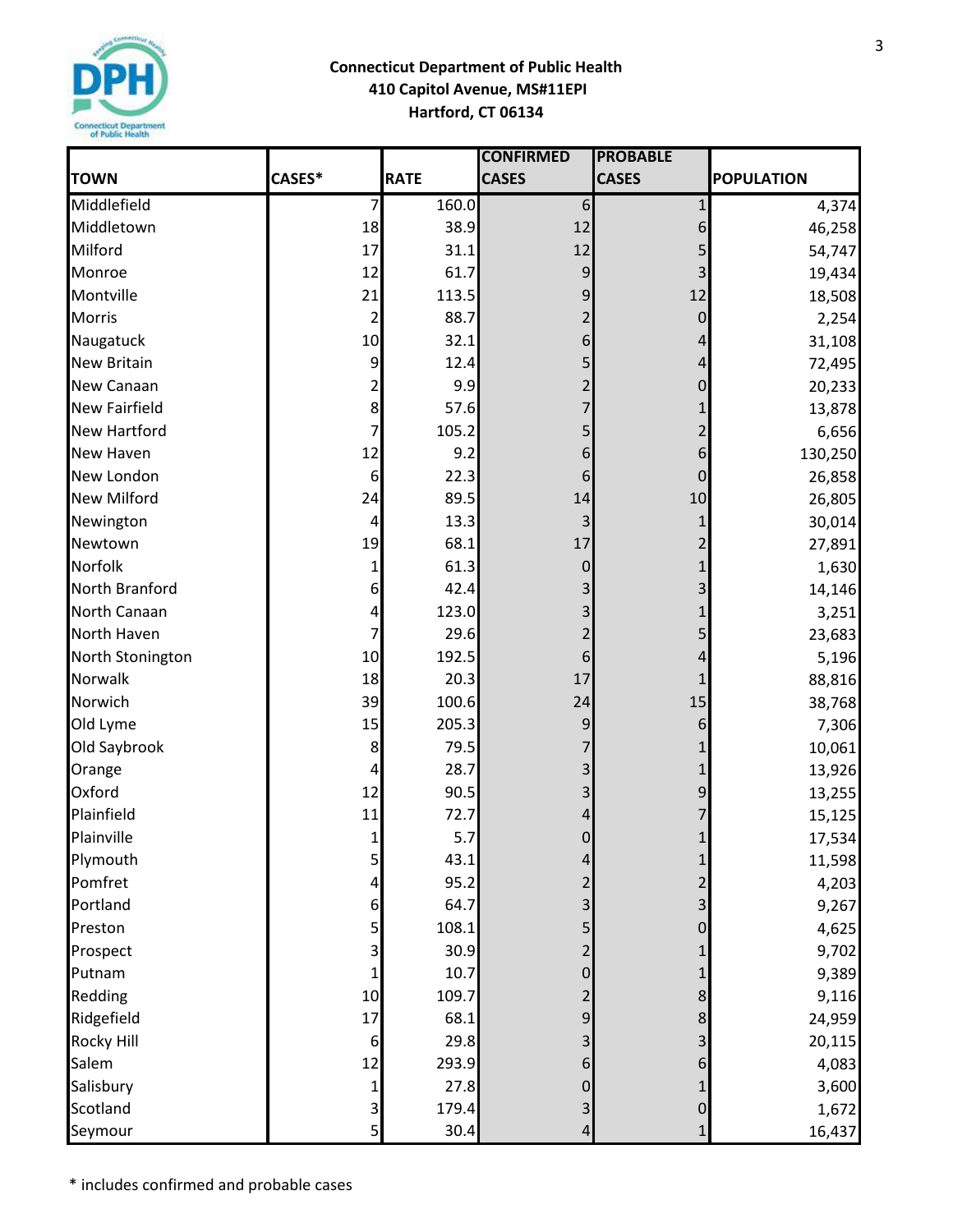**Connecticut Department of Public Health**
**410 Capitol Avenue, MS#11EPI**
**Hartford, CT 06134**

| TOWN | CASES* | RATE | CONFIRMED CASES | PROBABLE CASES | POPULATION |
|---|---|---|---|---|---|
| Middlefield | 7 | 160.0 | 6 | 1 | 4,374 |
| Middletown | 18 | 38.9 | 12 | 6 | 46,258 |
| Milford | 17 | 31.1 | 12 | 5 | 54,747 |
| Monroe | 12 | 61.7 | 9 | 3 | 19,434 |
| Montville | 21 | 113.5 | 9 | 12 | 18,508 |
| Morris | 2 | 88.7 | 2 | 0 | 2,254 |
| Naugatuck | 10 | 32.1 | 6 | 4 | 31,108 |
| New Britain | 9 | 12.4 | 5 | 4 | 72,495 |
| New Canaan | 2 | 9.9 | 2 | 0 | 20,233 |
| New Fairfield | 8 | 57.6 | 7 | 1 | 13,878 |
| New Hartford | 7 | 105.2 | 5 | 2 | 6,656 |
| New Haven | 12 | 9.2 | 6 | 6 | 130,250 |
| New London | 6 | 22.3 | 6 | 0 | 26,858 |
| New Milford | 24 | 89.5 | 14 | 10 | 26,805 |
| Newington | 4 | 13.3 | 3 | 1 | 30,014 |
| Newtown | 19 | 68.1 | 17 | 2 | 27,891 |
| Norfolk | 1 | 61.3 | 0 | 1 | 1,630 |
| North Branford | 6 | 42.4 | 3 | 3 | 14,146 |
| North Canaan | 4 | 123.0 | 3 | 1 | 3,251 |
| North Haven | 7 | 29.6 | 2 | 5 | 23,683 |
| North Stonington | 10 | 192.5 | 6 | 4 | 5,196 |
| Norwalk | 18 | 20.3 | 17 | 1 | 88,816 |
| Norwich | 39 | 100.6 | 24 | 15 | 38,768 |
| Old Lyme | 15 | 205.3 | 9 | 6 | 7,306 |
| Old Saybrook | 8 | 79.5 | 7 | 1 | 10,061 |
| Orange | 4 | 28.7 | 3 | 1 | 13,926 |
| Oxford | 12 | 90.5 | 3 | 9 | 13,255 |
| Plainfield | 11 | 72.7 | 4 | 7 | 15,125 |
| Plainville | 1 | 5.7 | 0 | 1 | 17,534 |
| Plymouth | 5 | 43.1 | 4 | 1 | 11,598 |
| Pomfret | 4 | 95.2 | 2 | 2 | 4,203 |
| Portland | 6 | 64.7 | 3 | 3 | 9,267 |
| Preston | 5 | 108.1 | 5 | 0 | 4,625 |
| Prospect | 3 | 30.9 | 2 | 1 | 9,702 |
| Putnam | 1 | 10.7 | 0 | 1 | 9,389 |
| Redding | 10 | 109.7 | 2 | 8 | 9,116 |
| Ridgefield | 17 | 68.1 | 9 | 8 | 24,959 |
| Rocky Hill | 6 | 29.8 | 3 | 3 | 20,115 |
| Salem | 12 | 293.9 | 6 | 6 | 4,083 |
| Salisbury | 1 | 27.8 | 0 | 1 | 3,600 |
| Scotland | 3 | 179.4 | 3 | 0 | 1,672 |
| Seymour | 5 | 30.4 | 4 | 1 | 16,437 |

* includes confirmed and probable cases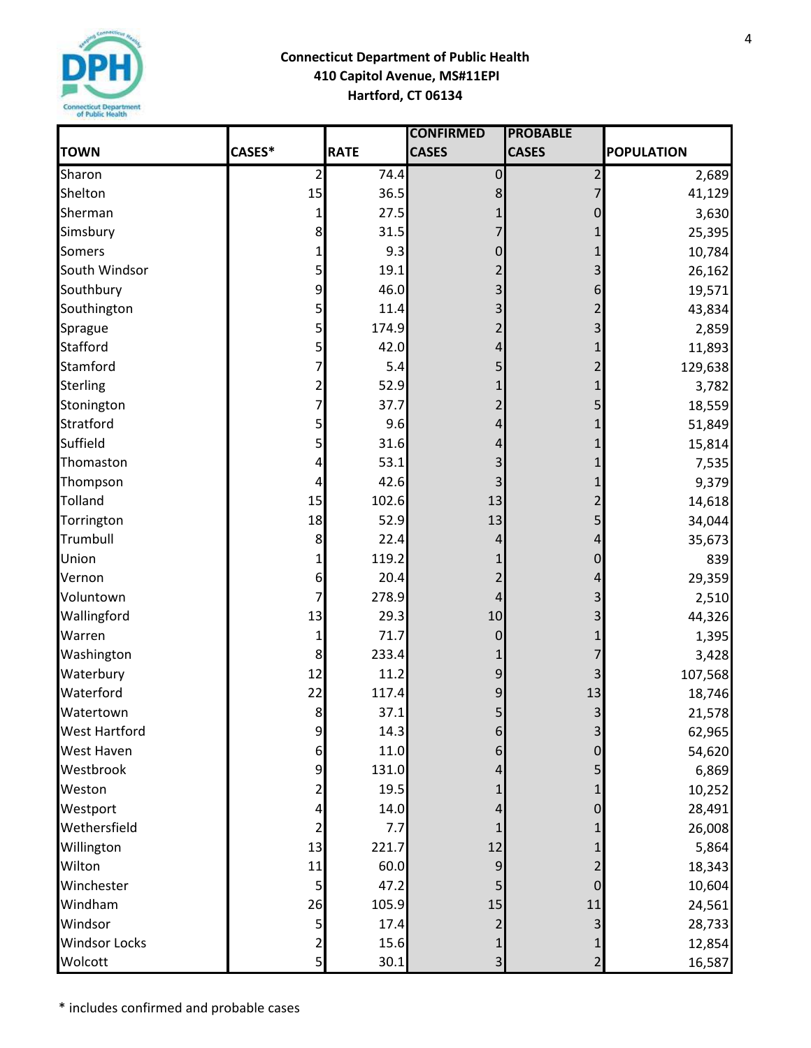**Connecticut Department of Public Health**
**410 Capitol Avenue, MS#11EPI**
**Hartford, CT 06134**

| TOWN | CASES* | RATE | CONFIRMED CASES | PROBABLE CASES | POPULATION |
|---|---|---|---|---|---|
| Sharon | 2 | 74.4 | 0 | 2 | 2,689 |
| Shelton | 15 | 36.5 | 8 | 7 | 41,129 |
| Sherman | 1 | 27.5 | 1 | 0 | 3,630 |
| Simsbury | 8 | 31.5 | 7 | 1 | 25,395 |
| Somers | 1 | 9.3 | 0 | 1 | 10,784 |
| South Windsor | 5 | 19.1 | 2 | 3 | 26,162 |
| Southbury | 9 | 46.0 | 3 | 6 | 19,571 |
| Southington | 5 | 11.4 | 3 | 2 | 43,834 |
| Sprague | 5 | 174.9 | 2 | 3 | 2,859 |
| Stafford | 5 | 42.0 | 4 | 1 | 11,893 |
| Stamford | 7 | 5.4 | 5 | 2 | 129,638 |
| Sterling | 2 | 52.9 | 1 | 1 | 3,782 |
| Stonington | 7 | 37.7 | 2 | 5 | 18,559 |
| Stratford | 5 | 9.6 | 4 | 1 | 51,849 |
| Suffield | 5 | 31.6 | 4 | 1 | 15,814 |
| Thomaston | 4 | 53.1 | 3 | 1 | 7,535 |
| Thompson | 4 | 42.6 | 3 | 1 | 9,379 |
| Tolland | 15 | 102.6 | 13 | 2 | 14,618 |
| Torrington | 18 | 52.9 | 13 | 5 | 34,044 |
| Trumbull | 8 | 22.4 | 4 | 4 | 35,673 |
| Union | 1 | 119.2 | 1 | 0 | 839 |
| Vernon | 6 | 20.4 | 2 | 4 | 29,359 |
| Voluntown | 7 | 278.9 | 4 | 3 | 2,510 |
| Wallingford | 13 | 29.3 | 10 | 3 | 44,326 |
| Warren | 1 | 71.7 | 0 | 1 | 1,395 |
| Washington | 8 | 233.4 | 1 | 7 | 3,428 |
| Waterbury | 12 | 11.2 | 9 | 3 | 107,568 |
| Waterford | 22 | 117.4 | 9 | 13 | 18,746 |
| Watertown | 8 | 37.1 | 5 | 3 | 21,578 |
| West Hartford | 9 | 14.3 | 6 | 3 | 62,965 |
| West Haven | 6 | 11.0 | 6 | 0 | 54,620 |
| Westbrook | 9 | 131.0 | 4 | 5 | 6,869 |
| Weston | 2 | 19.5 | 1 | 1 | 10,252 |
| Westport | 4 | 14.0 | 4 | 0 | 28,491 |
| Wethersfield | 2 | 7.7 | 1 | 1 | 26,008 |
| Willington | 13 | 221.7 | 12 | 1 | 5,864 |
| Wilton | 11 | 60.0 | 9 | 2 | 18,343 |
| Winchester | 5 | 47.2 | 5 | 0 | 10,604 |
| Windham | 26 | 105.9 | 15 | 11 | 24,561 |
| Windsor | 5 | 17.4 | 2 | 3 | 28,733 |
| Windsor Locks | 2 | 15.6 | 1 | 1 | 12,854 |
| Wolcott | 5 | 30.1 | 3 | 2 | 16,587 |

* includes confirmed and probable cases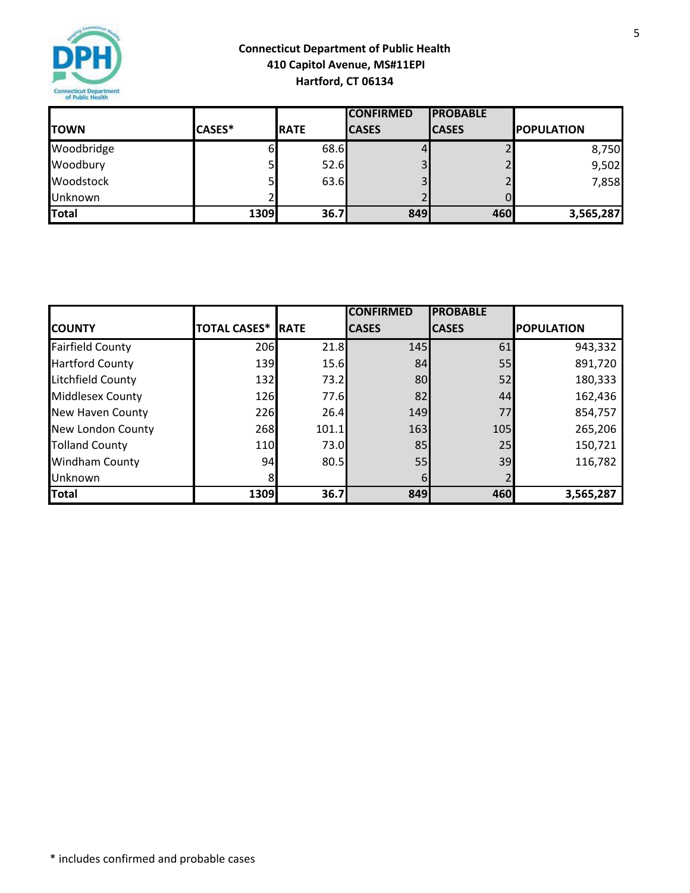**Connecticut Department of Public Health**
**410 Capitol Avenue, MS#11EPI**
**Hartford, CT 06134**

| TOWN | CASES* | RATE | CONFIRMED CASES | PROBABLE CASES | POPULATION |
|---|---|---|---|---|---|
| Woodbridge | 6 | 68.6 | 4 | 2 | 8,750 |
| Woodbury | 5 | 52.6 | 3 | 2 | 9,502 |
| Woodstock | 5 | 63.6 | 3 | 2 | 7,858 |
| Unknown | 2 | | 2 | 0 | |
| **Total** | **1309** | **36.7** | **849** | **460** | **3,565,287** |

| COUNTY | TOTAL CASES* | RATE | CONFIRMED CASES | PROBABLE CASES | POPULATION |
|---|---|---|---|---|---|
| Fairfield County | 206 | 21.8 | 145 | 61 | 943,332 |
| Hartford County | 139 | 15.6 | 84 | 55 | 891,720 |
| Litchfield County | 132 | 73.2 | 80 | 52 | 180,333 |
| Middlesex County | 126 | 77.6 | 82 | 44 | 162,436 |
| New Haven County | 226 | 26.4 | 149 | 77 | 854,757 |
| New London County | 268 | 101.1 | 163 | 105 | 265,206 |
| Tolland County | 110 | 73.0 | 85 | 25 | 150,721 |
| Windham County | 94 | 80.5 | 55 | 39 | 116,782 |
| Unknown | 8 | | 6 | 2 | |
| **Total** | **1309** | **36.7** | **849** | **460** | **3,565,287** |

* includes confirmed and probable cases